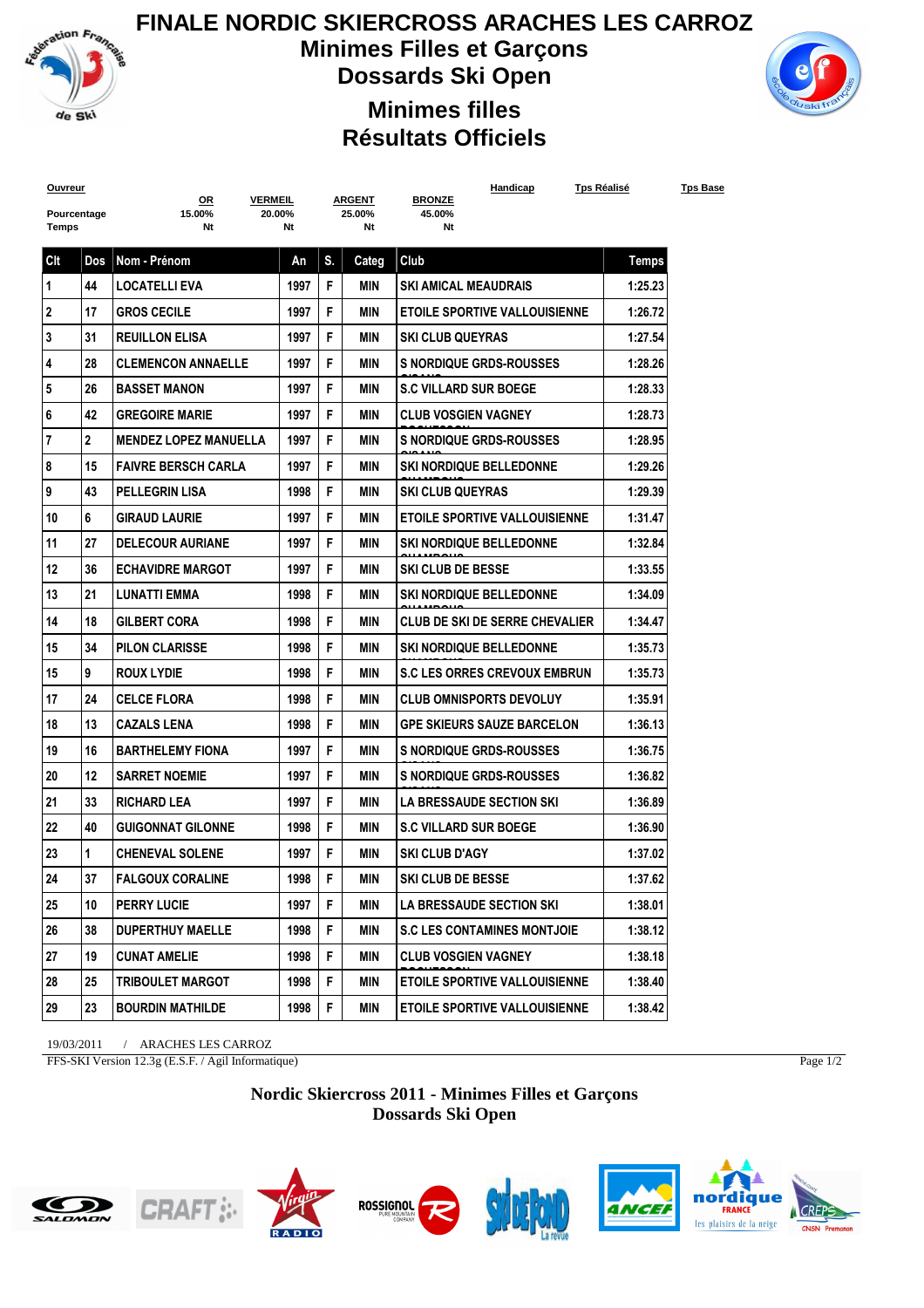# FINALE NORDIC SKIERCROSS ARACHES LES CARROZ

## Minimes Filles et Garçons

## Dossards Ski Open

## Minimes filles

## Résultats Officiels

| Ouvreur | OR | VERMEIL | ARGENT | BRONZE | Handicap | Tps Réalisé | Tps Base |
|---|---|---|---|---|---|---|---|
| Pourcentage | 15.00% | 20.00% | 25.00% | 45.00% | | | |
| Temps | Nt | Nt | Nt | Nt | | | |

| Clt | Dos | Nom - Prénom | An | S. | Categ | Club | Temps |
|---|---|---|---|---|---|---|---|
| 1 | 44 | LOCATELLI EVA | 1997 | F | MIN | SKI AMICAL MEAUDRAIS | 1:25.23 |
| 2 | 17 | GROS CECILE | 1997 | F | MIN | ETOILE SPORTIVE VALLOUISIENNE | 1:26.72 |
| 3 | 31 | REUILLON ELISA | 1997 | F | MIN | SKI CLUB QUEYRAS | 1:27.54 |
| 4 | 28 | CLEMENCON ANNAELLE | 1997 | F | MIN | S NORDIQUE GRDS-ROUSSES | 1:28.26 |
| 5 | 26 | BASSET MANON | 1997 | F | MIN | S.C VILLARD SUR BOEGE | 1:28.33 |
| 6 | 42 | GREGOIRE MARIE | 1997 | F | MIN | CLUB VOSGIEN VAGNEY | 1:28.73 |
| 7 | 2 | MENDEZ LOPEZ MANUELLA | 1997 | F | MIN | S NORDIQUE GRDS-ROUSSES | 1:28.95 |
| 8 | 15 | FAIVRE BERSCH CARLA | 1997 | F | MIN | SKI NORDIQUE BELLEDONNE | 1:29.26 |
| 9 | 43 | PELLEGRIN LISA | 1998 | F | MIN | SKI CLUB QUEYRAS | 1:29.39 |
| 10 | 6 | GIRAUD LAURIE | 1997 | F | MIN | ETOILE SPORTIVE VALLOUISIENNE | 1:31.47 |
| 11 | 27 | DELECOUR AURIANE | 1997 | F | MIN | SKI NORDIQUE BELLEDONNE | 1:32.84 |
| 12 | 36 | ECHAVIDRE MARGOT | 1997 | F | MIN | SKI CLUB DE BESSE | 1:33.55 |
| 13 | 21 | LUNATTI EMMA | 1998 | F | MIN | SKI NORDIQUE BELLEDONNE | 1:34.09 |
| 14 | 18 | GILBERT CORA | 1998 | F | MIN | CLUB DE SKI DE SERRE CHEVALIER | 1:34.47 |
| 15 | 34 | PILON CLARISSE | 1998 | F | MIN | SKI NORDIQUE BELLEDONNE | 1:35.73 |
| 15 | 9 | ROUX LYDIE | 1998 | F | MIN | S.C LES ORRES CREVOUX EMBRUN | 1:35.73 |
| 17 | 24 | CELCE FLORA | 1998 | F | MIN | CLUB OMNISPORTS DEVOLUY | 1:35.91 |
| 18 | 13 | CAZALS LENA | 1998 | F | MIN | GPE SKIEURS SAUZE BARCELON | 1:36.13 |
| 19 | 16 | BARTHELEMY FIONA | 1997 | F | MIN | S NORDIQUE GRDS-ROUSSES | 1:36.75 |
| 20 | 12 | SARRET NOEMIE | 1997 | F | MIN | S NORDIQUE GRDS-ROUSSES | 1:36.82 |
| 21 | 33 | RICHARD LEA | 1997 | F | MIN | LA BRESSAUDE SECTION SKI | 1:36.89 |
| 22 | 40 | GUIGONNAT GILONNE | 1998 | F | MIN | S.C VILLARD SUR BOEGE | 1:36.90 |
| 23 | 1 | CHENEVAL SOLENE | 1997 | F | MIN | SKI CLUB D'AGY | 1:37.02 |
| 24 | 37 | FALGOUX CORALINE | 1998 | F | MIN | SKI CLUB DE BESSE | 1:37.62 |
| 25 | 10 | PERRY LUCIE | 1997 | F | MIN | LA BRESSAUDE SECTION SKI | 1:38.01 |
| 26 | 38 | DUPERTHUY MAELLE | 1998 | F | MIN | S.C LES CONTAMINES MONTJOIE | 1:38.12 |
| 27 | 19 | CUNAT AMELIE | 1998 | F | MIN | CLUB VOSGIEN VAGNEY | 1:38.18 |
| 28 | 25 | TRIBOULET MARGOT | 1998 | F | MIN | ETOILE SPORTIVE VALLOUISIENNE | 1:38.40 |
| 29 | 23 | BOURDIN MATHILDE | 1998 | F | MIN | ETOILE SPORTIVE VALLOUISIENNE | 1:38.42 |

19/03/2011 / ARACHES LES CARROZ

FFS-SKI Version 12.3g (E.S.F. / Agil Informatique)

**Nordic Skiercross 2011 - Minimes Filles et Garçons**
**Dossards Ski Open**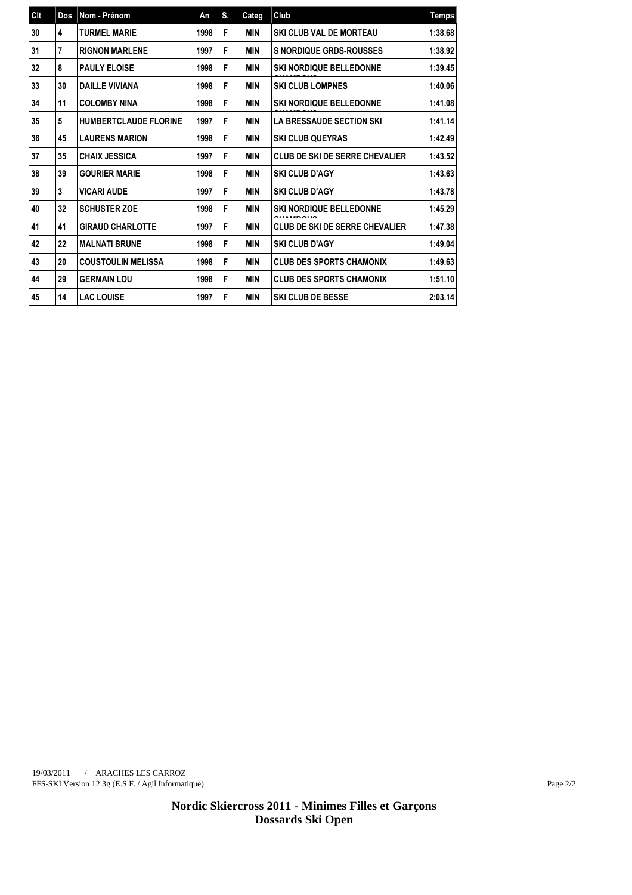| Clt | Dos | Nom - Prénom | An | S. | Categ | Club | Temps |
|---|---|---|---|---|---|---|---|
| 30 | 4 | TURMEL MARIE | 1998 | F | MIN | SKI CLUB VAL DE MORTEAU | 1:38.68 |
| 31 | 7 | RIGNON MARLENE | 1997 | F | MIN | S NORDIQUE GRDS-ROUSSES | 1:38.92 |
| 32 | 8 | PAULY ELOISE | 1998 | F | MIN | SKI NORDIQUE BELLEDONNE | 1:39.45 |
| 33 | 30 | DAILLE VIVIANA | 1998 | F | MIN | SKI CLUB LOMPNES | 1:40.06 |
| 34 | 11 | COLOMBY NINA | 1998 | F | MIN | SKI NORDIQUE BELLEDONNE | 1:41.08 |
| 35 | 5 | HUMBERTCLAUDE FLORINE | 1997 | F | MIN | LA BRESSAUDE SECTION SKI | 1:41.14 |
| 36 | 45 | LAURENS MARION | 1998 | F | MIN | SKI CLUB QUEYRAS | 1:42.49 |
| 37 | 35 | CHAIX JESSICA | 1997 | F | MIN | CLUB DE SKI DE SERRE CHEVALIER | 1:43.52 |
| 38 | 39 | GOURIER MARIE | 1998 | F | MIN | SKI CLUB D'AGY | 1:43.63 |
| 39 | 3 | VICARI AUDE | 1997 | F | MIN | SKI CLUB D'AGY | 1:43.78 |
| 40 | 32 | SCHUSTER ZOE | 1998 | F | MIN | SKI NORDIQUE BELLEDONNE | 1:45.29 |
| 41 | 41 | GIRAUD CHARLOTTE | 1997 | F | MIN | CLUB DE SKI DE SERRE CHEVALIER | 1:47.38 |
| 42 | 22 | MALNATI BRUNE | 1998 | F | MIN | SKI CLUB D'AGY | 1:49.04 |
| 43 | 20 | COUSTOULIN MELISSA | 1998 | F | MIN | CLUB DES SPORTS CHAMONIX | 1:49.63 |
| 44 | 29 | GERMAIN LOU | 1998 | F | MIN | CLUB DES SPORTS CHAMONIX | 1:51.10 |
| 45 | 14 | LAC LOUISE | 1997 | F | MIN | SKI CLUB DE BESSE | 2:03.14 |

19/03/2011 / ARACHES LES CARROZ

FFS-SKI Version 12.3g (E.S.F. / Agil Informatique)

**Nordic Skiercross 2011 - Minimes Filles et Garçons**
**Dossards Ski Open**